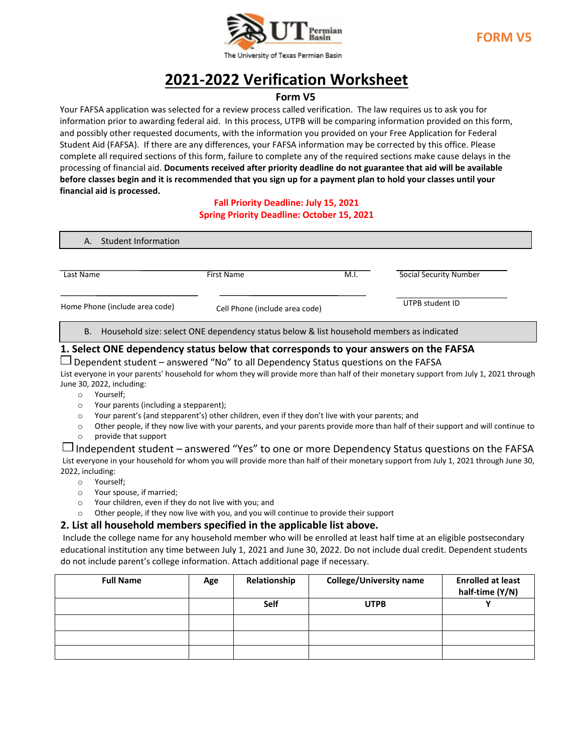The University of Texas Permian Basin

**FORM V5**

# 2021-2022 Verification Worksheet

## Form V5

Your FAFSA application was selected for a review process called verification. The law requires us to ask you for information prior to awarding federal aid. In this process, UTPB will be comparing information provided on this form, and possibly other requested documents, with the information you provided on your Free Application for Federal Student Aid (FAFSA). If there are any differences, your FAFSA information may be corrected by this office. Please complete all required sections of this form, failure to complete any of the required sections make cause delays in the processing of financial aid. **Documents received after priority deadline do not guarantee that aid will be available before classes begin and it is recommended that you sign up for a payment plan to hold your classes until your financial aid is processed.**

**Fall Priority Deadline: July 15, 2021**

**Spring Priority Deadline: October 15, 2021**

## A. Student Information

| | | | |
|---|---|---|---|
| Last Name | First Name | M.I. | Social Security Number |
| Home Phone (include area code) | Cell Phone (include area code) | | UTPB student ID |

## B. Household size: select ONE dependency status below & list household members as indicated

### 1. Select ONE dependency status below that corresponds to your answers on the FAFSA

☐ Dependent student – answered "No" to all Dependency Status questions on the FAFSA

List everyone in your parents' household for whom they will provide more than half of their monetary support from July 1, 2021 through June 30, 2022, including:

- Yourself;
- Your parents (including a stepparent);
- Your parent's (and stepparent's) other children, even if they don't live with your parents; and
- Other people, if they now live with your parents, and your parents provide more than half of their support and will continue to provide that support

☐ Independent student – answered "Yes" to one or more Dependency Status questions on the FAFSA

List everyone in your household for whom you will provide more than half of their monetary support from July 1, 2021 through June 30, 2022, including:

- Yourself;
- Your spouse, if married;
- Your children, even if they do not live with you; and
- Other people, if they now live with you, and you will continue to provide their support

### 2. List all household members specified in the applicable list above.

Include the college name for any household member who will be enrolled at least half time at an eligible postsecondary educational institution any time between July 1, 2021 and June 30, 2022. Do not include dual credit. Dependent students do not include parent's college information. Attach additional page if necessary.

| Full Name | Age | Relationship | College/University name | Enrolled at least half-time (Y/N) |
|---|---|---|---|---|
| | | **Self** | **UTPB** | **Y** |
| | | | | |
| | | | | |
| | | | | |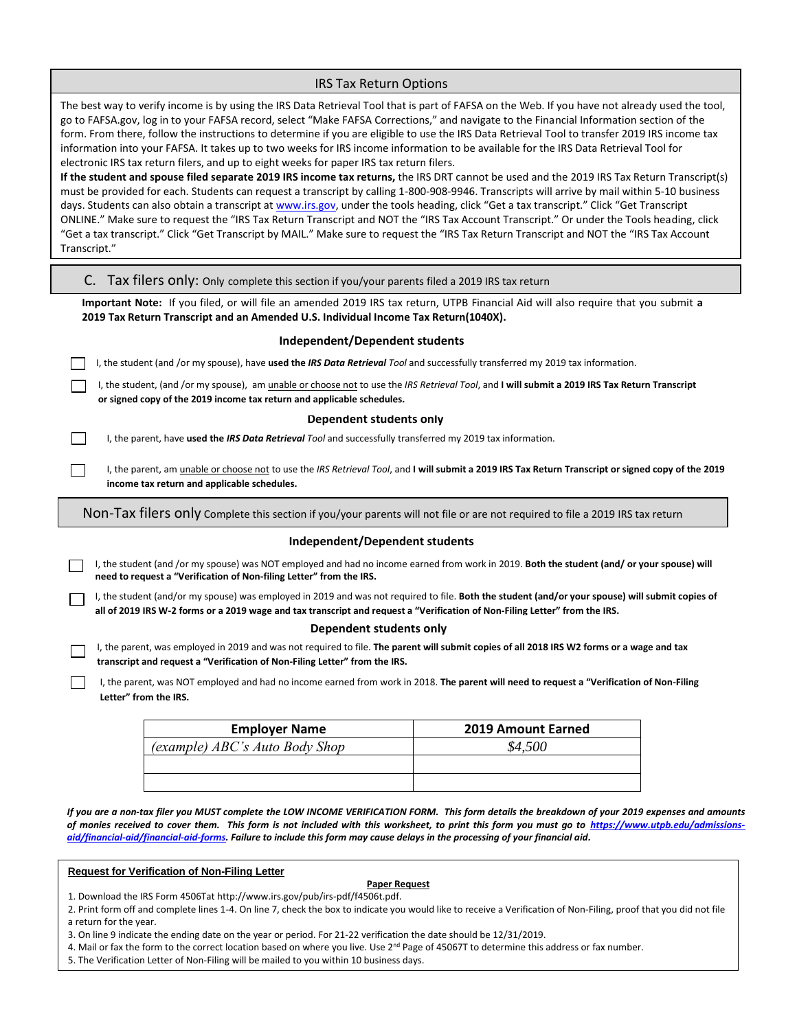## IRS Tax Return Options

The best way to verify income is by using the IRS Data Retrieval Tool that is part of FAFSA on the Web. If you have not already used the tool, go to FAFSA.gov, log in to your FAFSA record, select "Make FAFSA Corrections," and navigate to the Financial Information section of the form. From there, follow the instructions to determine if you are eligible to use the IRS Data Retrieval Tool to transfer 2019 IRS income tax information into your FAFSA. It takes up to two weeks for IRS income information to be available for the IRS Data Retrieval Tool for electronic IRS tax return filers, and up to eight weeks for paper IRS tax return filers.

**If the student and spouse filed separate 2019 IRS income tax returns,** the IRS DRT cannot be used and the 2019 IRS Tax Return Transcript(s) must be provided for each. Students can request a transcript by calling 1-800-908-9946. Transcripts will arrive by mail within 5-10 business days. Students can also obtain a transcript at www.irs.gov, under the tools heading, click "Get a tax transcript." Click "Get Transcript ONLINE." Make sure to request the "IRS Tax Return Transcript and NOT the "IRS Tax Account Transcript." Or under the Tools heading, click "Get a tax transcript." Click "Get Transcript by MAIL." Make sure to request the "IRS Tax Return Transcript and NOT the "IRS Tax Account Transcript."

## C. Tax filers only: Only complete this section if you/your parents filed a 2019 IRS tax return

**Important Note:** If you filed, or will file an amended 2019 IRS tax return, UTPB Financial Aid will also require that you submit **a 2019 Tax Return Transcript and an Amended U.S. Individual Income Tax Return(1040X).**

### Independent/Dependent students

- ☐ I, the student (and /or my spouse), have **used the *IRS Data Retrieval* Tool** and successfully transferred my 2019 tax information.
- ☐ I, the student, (and /or my spouse), am unable or choose not to use the *IRS Retrieval Tool*, and **I will submit a 2019 IRS Tax Return Transcript or signed copy of the 2019 income tax return and applicable schedules.**

### Dependent students only

- ☐ I, the parent, have **used the *IRS Data Retrieval* Tool** and successfully transferred my 2019 tax information.
- ☐ I, the parent, am unable or choose not to use the *IRS Retrieval Tool*, and **I will submit a 2019 IRS Tax Return Transcript or signed copy of the 2019 income tax return and applicable schedules.**

## Non-Tax filers only Complete this section if you/your parents will not file or are not required to file a 2019 IRS tax return

### Independent/Dependent students

- ☐ I, the student (and /or my spouse) was NOT employed and had no income earned from work in 2019. **Both the student (and/ or your spouse) will need to request a "Verification of Non-filing Letter" from the IRS.**
- ☐ I, the student (and/or my spouse) was employed in 2019 and was not required to file. **Both the student (and/or your spouse) will submit copies of all of 2019 IRS W-2 forms or a 2019 wage and tax transcript and request a "Verification of Non-Filing Letter" from the IRS.**

### Dependent students only

- ☐ I, the parent, was employed in 2019 and was not required to file. **The parent will submit copies of all 2018 IRS W2 forms or a wage and tax transcript and request a "Verification of Non-Filing Letter" from the IRS.**
- ☐ I, the parent, was NOT employed and had no income earned from work in 2018. **The parent will need to request a "Verification of Non-Filing Letter" from the IRS.**

| Employer Name | 2019 Amount Earned |
|---|---|
| *(example) ABC's Auto Body Shop* | *$4,500* |
| | |
| | |

***If you are a non-tax filer you MUST complete the LOW INCOME VERIFICATION FORM. This form details the breakdown of your 2019 expenses and amounts of monies received to cover them. This form is not included with this worksheet, to print this form you must go to https://www.utpb.edu/admissions-aid/financial-aid/financial-aid-forms. Failure to include this form may cause delays in the processing of your financial aid.***

**Request for Verification of Non-Filing Letter**

**Paper Request**

1. Download the IRS Form 4506Tat http://www.irs.gov/pub/irs-pdf/f4506t.pdf.
2. Print form off and complete lines 1-4. On line 7, check the box to indicate you would like to receive a Verification of Non-Filing, proof that you did not file a return for the year.
3. On line 9 indicate the ending date on the year or period. For 21-22 verification the date should be 12/31/2019.
4. Mail or fax the form to the correct location based on where you live. Use 2nd Page of 45067T to determine this address or fax number.
5. The Verification Letter of Non-Filing will be mailed to you within 10 business days.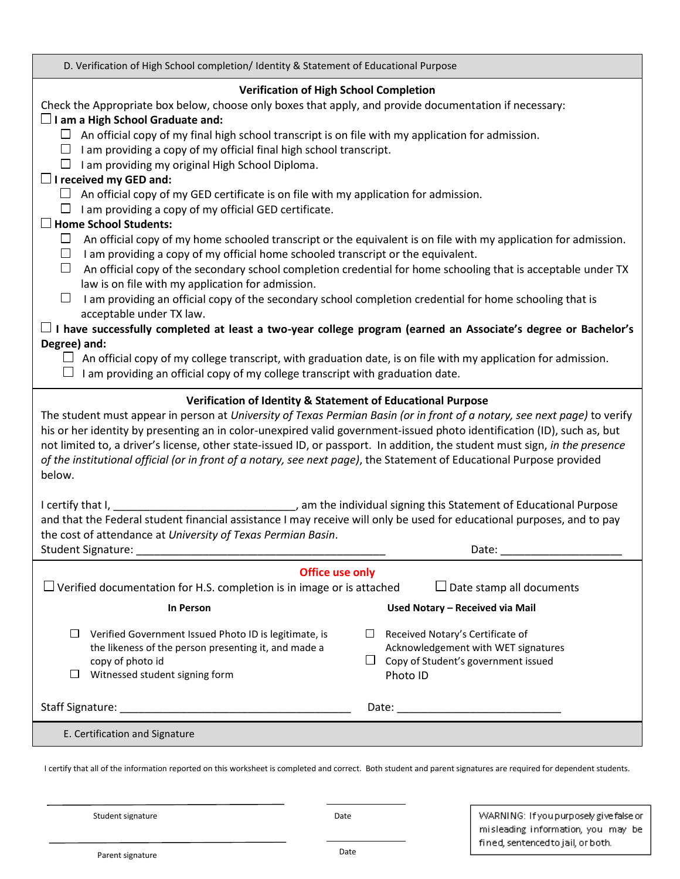## D. Verification of High School completion/ Identity & Statement of Educational Purpose

### Verification of High School Completion

Check the Appropriate box below, choose only boxes that apply, and provide documentation if necessary:

☐ **I am a High School Graduate and:**

- ☐ An official copy of my final high school transcript is on file with my application for admission.
- ☐ I am providing a copy of my official final high school transcript.
- ☐ I am providing my original High School Diploma.

☐ **I received my GED and:**

- ☐ An official copy of my GED certificate is on file with my application for admission.
- ☐ I am providing a copy of my official GED certificate.

☐ **Home School Students:**

- ☐ An official copy of my home schooled transcript or the equivalent is on file with my application for admission.
- ☐ I am providing a copy of my official home schooled transcript or the equivalent.
- ☐ An official copy of the secondary school completion credential for home schooling that is acceptable under TX law is on file with my application for admission.
- ☐ I am providing an official copy of the secondary school completion credential for home schooling that is acceptable under TX law.

☐ **I have successfully completed at least a two-year college program (earned an Associate's degree or Bachelor's Degree) and:**

- ☐ An official copy of my college transcript, with graduation date, is on file with my application for admission.
- ☐ I am providing an official copy of my college transcript with graduation date.

### Verification of Identity & Statement of Educational Purpose

The student must appear in person at *University of Texas Permian Basin (or in front of a notary, see next page)* to verify his or her identity by presenting an in color-unexpired valid government-issued photo identification (ID), such as, but not limited to, a driver's license, other state-issued ID, or passport. In addition, the student must sign, *in the presence of the institutional official (or in front of a notary, see next page)*, the Statement of Educational Purpose provided below.

I certify that I, ______________________________, am the individual signing this Statement of Educational Purpose and that the Federal student financial assistance I may receive will only be used for educational purposes, and to pay the cost of attendance at *University of Texas Permian Basin*.

Student Signature: ________________________________________ Date: ____________________

**Office use only**

☐ Verified documentation for H.S. completion is in image or is attached ☐ Date stamp all documents

| **In Person** | **Used Notary – Received via Mail** |
|---|---|
| ☐ Verified Government Issued Photo ID is legitimate, is the likeness of the person presenting it, and made a copy of photo id | ☐ Received Notary's Certificate of Acknowledgement with WET signatures |
| ☐ Witnessed student signing form | ☐ Copy of Student's government issued Photo ID |

Staff Signature: ______________________________________ Date: ___________________________

## E. Certification and Signature

I certify that all of the information reported on this worksheet is completed and correct. Both student and parent signatures are required for dependent students.

________________________________ ______________

Student signature Date

________________________________ ______________

Parent signature Date

WARNING: If you purposely give false or misleading information, you may be fined, sentenced to jail, or both.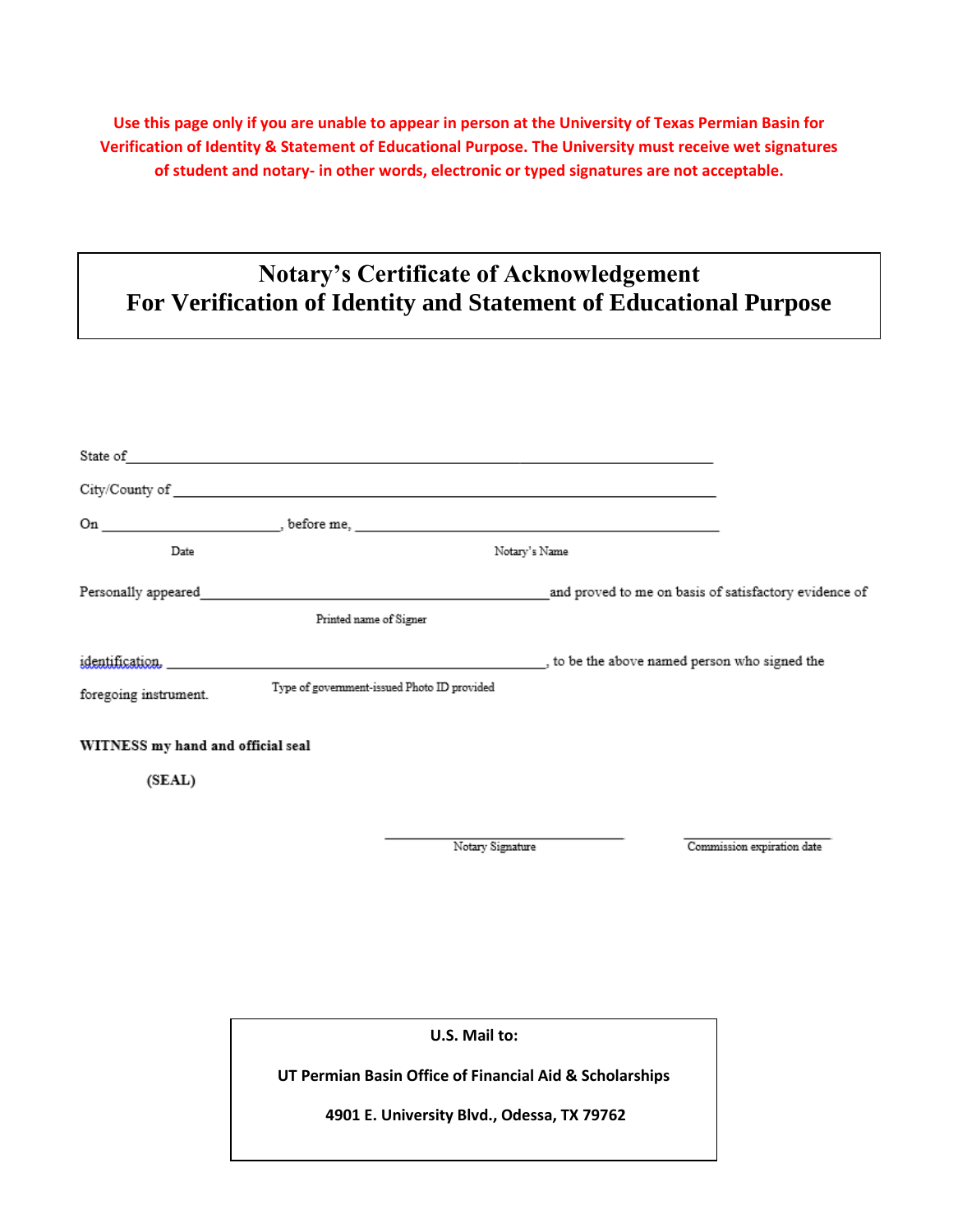**Use this page only if you are unable to appear in person at the University of Texas Permian Basin for Verification of Identity & Statement of Educational Purpose. The University must receive wet signatures of student and notary- in other words, electronic or typed signatures are not acceptable.**

# Notary's Certificate of Acknowledgement
# For Verification of Identity and Statement of Educational Purpose

State of ______________________________________________________________________

City/County of ________________________________________________________________

On ______________________, before me, _____________________________________________

Date                                                                    Notary's Name

Personally appeared ______________________________________________ and proved to me on basis of satisfactory evidence of

Printed name of Signer

identification, __________________________________________________, to be the above named person who signed the

foregoing instrument.                Type of government-issued Photo ID provided

**WITNESS my hand and official seal**

**(SEAL)**

______________________________                    ____________________

Notary Signature                                            Commission expiration date

**U.S. Mail to:**

**UT Permian Basin Office of Financial Aid & Scholarships**

**4901 E. University Blvd., Odessa, TX 79762**